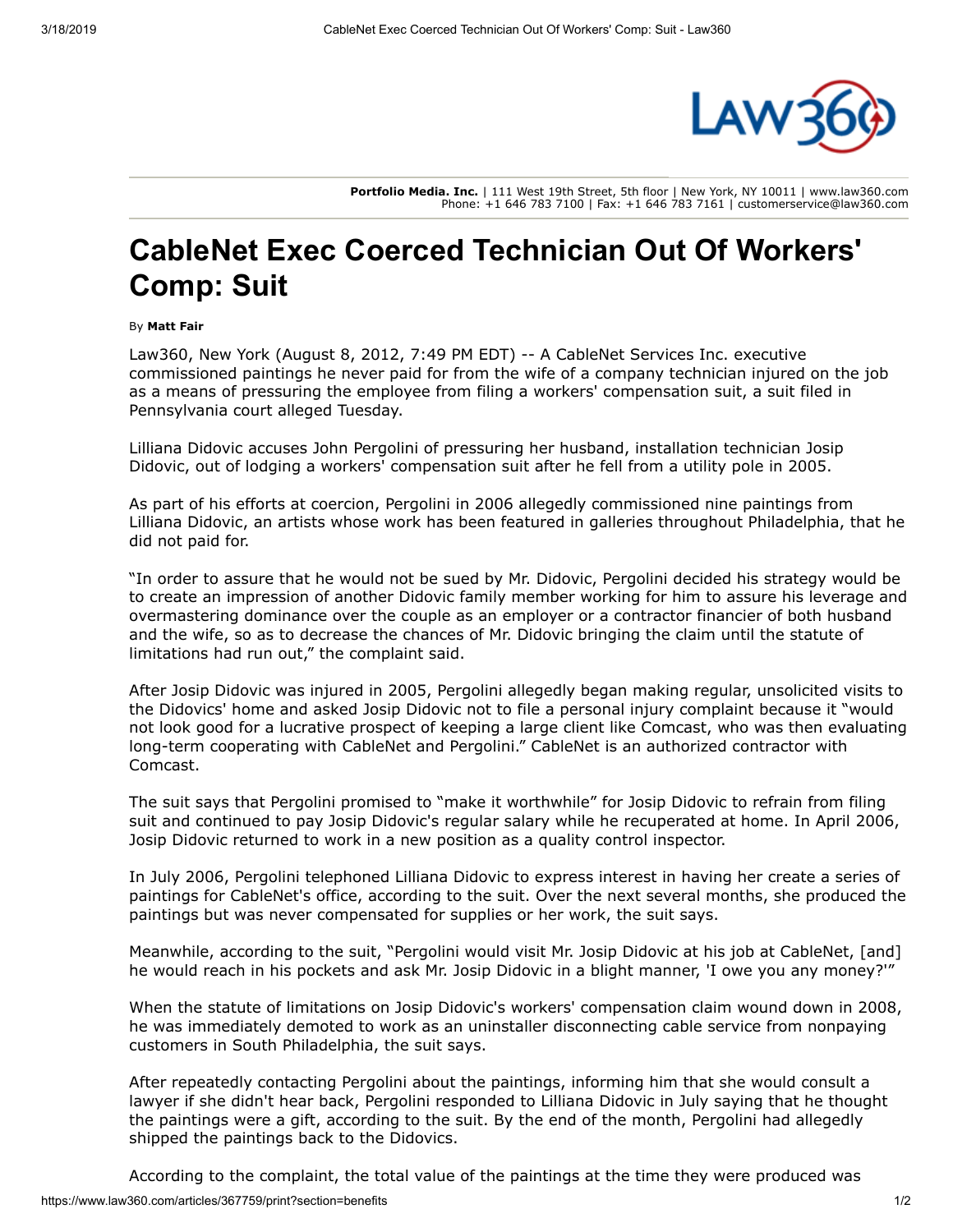**Portfolio Media. Inc.** | 111 West 19th Street, 5th floor | New York, NY 10011 | www.law360.com
Phone: +1 646 783 7100 | Fax: +1 646 783 7161 | customerservice@law360.com

# CableNet Exec Coerced Technician Out Of Workers' Comp: Suit

By **Matt Fair**

Law360, New York (August 8, 2012, 7:49 PM EDT) -- A CableNet Services Inc. executive commissioned paintings he never paid for from the wife of a company technician injured on the job as a means of pressuring the employee from filing a workers' compensation suit, a suit filed in Pennsylvania court alleged Tuesday.

Lilliana Didovic accuses John Pergolini of pressuring her husband, installation technician Josip Didovic, out of lodging a workers' compensation suit after he fell from a utility pole in 2005.

As part of his efforts at coercion, Pergolini in 2006 allegedly commissioned nine paintings from Lilliana Didovic, an artists whose work has been featured in galleries throughout Philadelphia, that he did not paid for.

"In order to assure that he would not be sued by Mr. Didovic, Pergolini decided his strategy would be to create an impression of another Didovic family member working for him to assure his leverage and overmastering dominance over the couple as an employer or a contractor financier of both husband and the wife, so as to decrease the chances of Mr. Didovic bringing the claim until the statute of limitations had run out," the complaint said.

After Josip Didovic was injured in 2005, Pergolini allegedly began making regular, unsolicited visits to the Didovics' home and asked Josip Didovic not to file a personal injury complaint because it "would not look good for a lucrative prospect of keeping a large client like Comcast, who was then evaluating long-term cooperating with CableNet and Pergolini." CableNet is an authorized contractor with Comcast.

The suit says that Pergolini promised to "make it worthwhile" for Josip Didovic to refrain from filing suit and continued to pay Josip Didovic's regular salary while he recuperated at home. In April 2006, Josip Didovic returned to work in a new position as a quality control inspector.

In July 2006, Pergolini telephoned Lilliana Didovic to express interest in having her create a series of paintings for CableNet's office, according to the suit. Over the next several months, she produced the paintings but was never compensated for supplies or her work, the suit says.

Meanwhile, according to the suit, "Pergolini would visit Mr. Josip Didovic at his job at CableNet, [and] he would reach in his pockets and ask Mr. Josip Didovic in a blight manner, 'I owe you any money?'"

When the statute of limitations on Josip Didovic's workers' compensation claim wound down in 2008, he was immediately demoted to work as an uninstaller disconnecting cable service from nonpaying customers in South Philadelphia, the suit says.

After repeatedly contacting Pergolini about the paintings, informing him that she would consult a lawyer if she didn't hear back, Pergolini responded to Lilliana Didovic in July saying that he thought the paintings were a gift, according to the suit. By the end of the month, Pergolini had allegedly shipped the paintings back to the Didovics.

According to the complaint, the total value of the paintings at the time they were produced was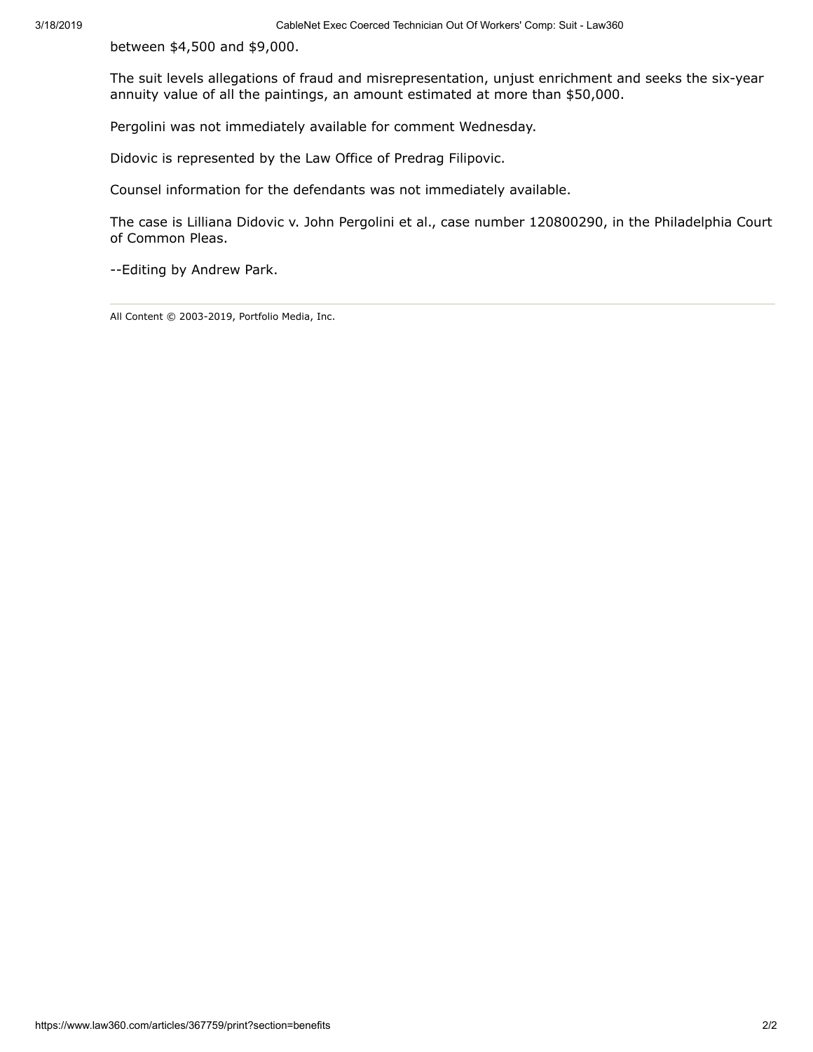between $4,500 and $9,000.

The suit levels allegations of fraud and misrepresentation, unjust enrichment and seeks the six-year annuity value of all the paintings, an amount estimated at more than $50,000.

Pergolini was not immediately available for comment Wednesday.

Didovic is represented by the Law Office of Predrag Filipovic.

Counsel information for the defendants was not immediately available.

The case is Lilliana Didovic v. John Pergolini et al., case number 120800290, in the Philadelphia Court of Common Pleas.

--Editing by Andrew Park.

All Content © 2003-2019, Portfolio Media, Inc.